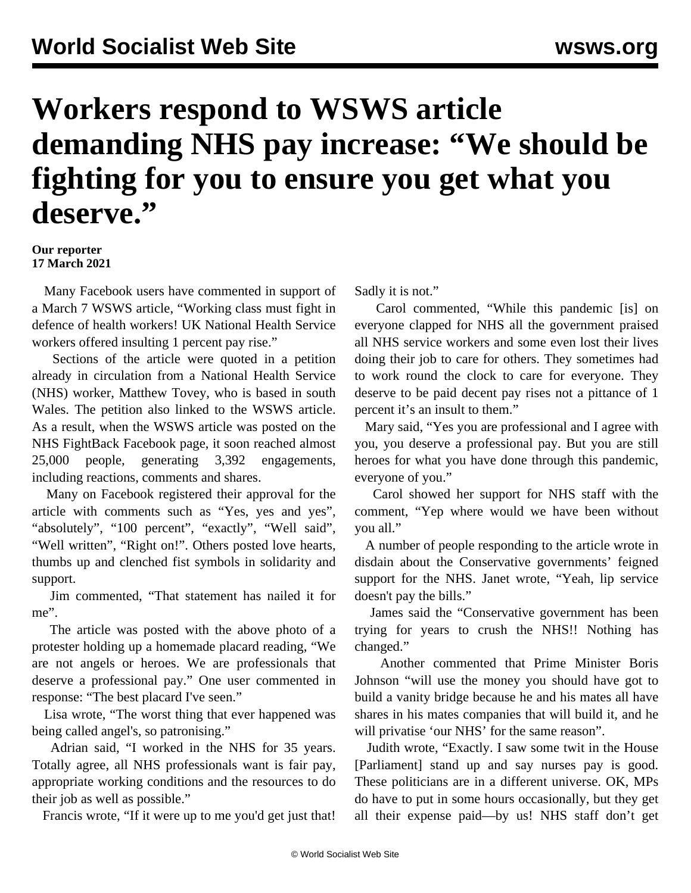# Workers respond to WSWS article demanding NHS pay increase: "We should be fighting for you to ensure you get what you deserve."

**Our reporter**
**17 March 2021**

Many Facebook users have commented in support of a March 7 WSWS article, "Working class must fight in defence of health workers! UK National Health Service workers offered insulting 1 percent pay rise."

Sections of the article were quoted in a petition already in circulation from a National Health Service (NHS) worker, Matthew Tovey, who is based in south Wales. The petition also linked to the WSWS article. As a result, when the WSWS article was posted on the NHS FightBack Facebook page, it soon reached almost 25,000 people, generating 3,392 engagements, including reactions, comments and shares.

Many on Facebook registered their approval for the article with comments such as "Yes, yes and yes", "absolutely", "100 percent", "exactly", "Well said", "Well written", "Right on!". Others posted love hearts, thumbs up and clenched fist symbols in solidarity and support.

Jim commented, "That statement has nailed it for me".

The article was posted with the above photo of a protester holding up a homemade placard reading, "We are not angels or heroes. We are professionals that deserve a professional pay." One user commented in response: "The best placard I've seen."

Lisa wrote, "The worst thing that ever happened was being called angel's, so patronising."

Adrian said, "I worked in the NHS for 35 years. Totally agree, all NHS professionals want is fair pay, appropriate working conditions and the resources to do their job as well as possible."

Francis wrote, "If it were up to me you'd get just that! Sadly it is not."

Carol commented, "While this pandemic [is] on everyone clapped for NHS all the government praised all NHS service workers and some even lost their lives doing their job to care for others. They sometimes had to work round the clock to care for everyone. They deserve to be paid decent pay rises not a pittance of 1 percent it's an insult to them."

Mary said, "Yes you are professional and I agree with you, you deserve a professional pay. But you are still heroes for what you have done through this pandemic, everyone of you."

Carol showed her support for NHS staff with the comment, "Yep where would we have been without you all."

A number of people responding to the article wrote in disdain about the Conservative governments' feigned support for the NHS. Janet wrote, "Yeah, lip service doesn't pay the bills."

James said the "Conservative government has been trying for years to crush the NHS!! Nothing has changed."

Another commented that Prime Minister Boris Johnson "will use the money you should have got to build a vanity bridge because he and his mates all have shares in his mates companies that will build it, and he will privatise 'our NHS' for the same reason".

Judith wrote, "Exactly. I saw some twit in the House [Parliament] stand up and say nurses pay is good. These politicians are in a different universe. OK, MPs do have to put in some hours occasionally, but they get all their expense paid—by us! NHS staff don't get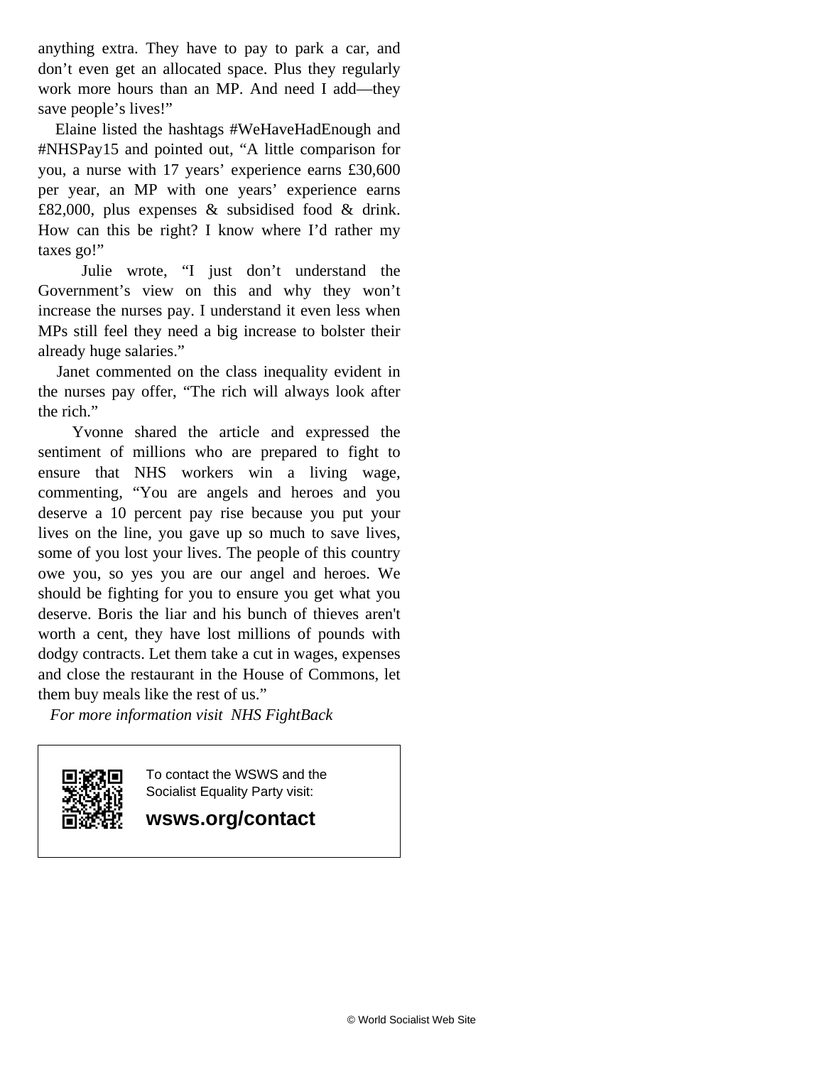anything extra. They have to pay to park a car, and don't even get an allocated space. Plus they regularly work more hours than an MP. And need I add—they save people's lives!"

Elaine listed the hashtags #WeHaveHadEnough and #NHSPay15 and pointed out, "A little comparison for you, a nurse with 17 years' experience earns £30,600 per year, an MP with one years' experience earns £82,000, plus expenses & subsidised food & drink. How can this be right? I know where I'd rather my taxes go!"

Julie wrote, "I just don't understand the Government's view on this and why they won't increase the nurses pay. I understand it even less when MPs still feel they need a big increase to bolster their already huge salaries."

Janet commented on the class inequality evident in the nurses pay offer, "The rich will always look after the rich."

Yvonne shared the article and expressed the sentiment of millions who are prepared to fight to ensure that NHS workers win a living wage, commenting, "You are angels and heroes and you deserve a 10 percent pay rise because you put your lives on the line, you gave up so much to save lives, some of you lost your lives. The people of this country owe you, so yes you are our angel and heroes. We should be fighting for you to ensure you get what you deserve. Boris the liar and his bunch of thieves aren't worth a cent, they have lost millions of pounds with dodgy contracts. Let them take a cut in wages, expenses and close the restaurant in the House of Commons, let them buy meals like the rest of us."

*For more information visit NHS FightBack*

To contact the WSWS and the Socialist Equality Party visit:

**wsws.org/contact**